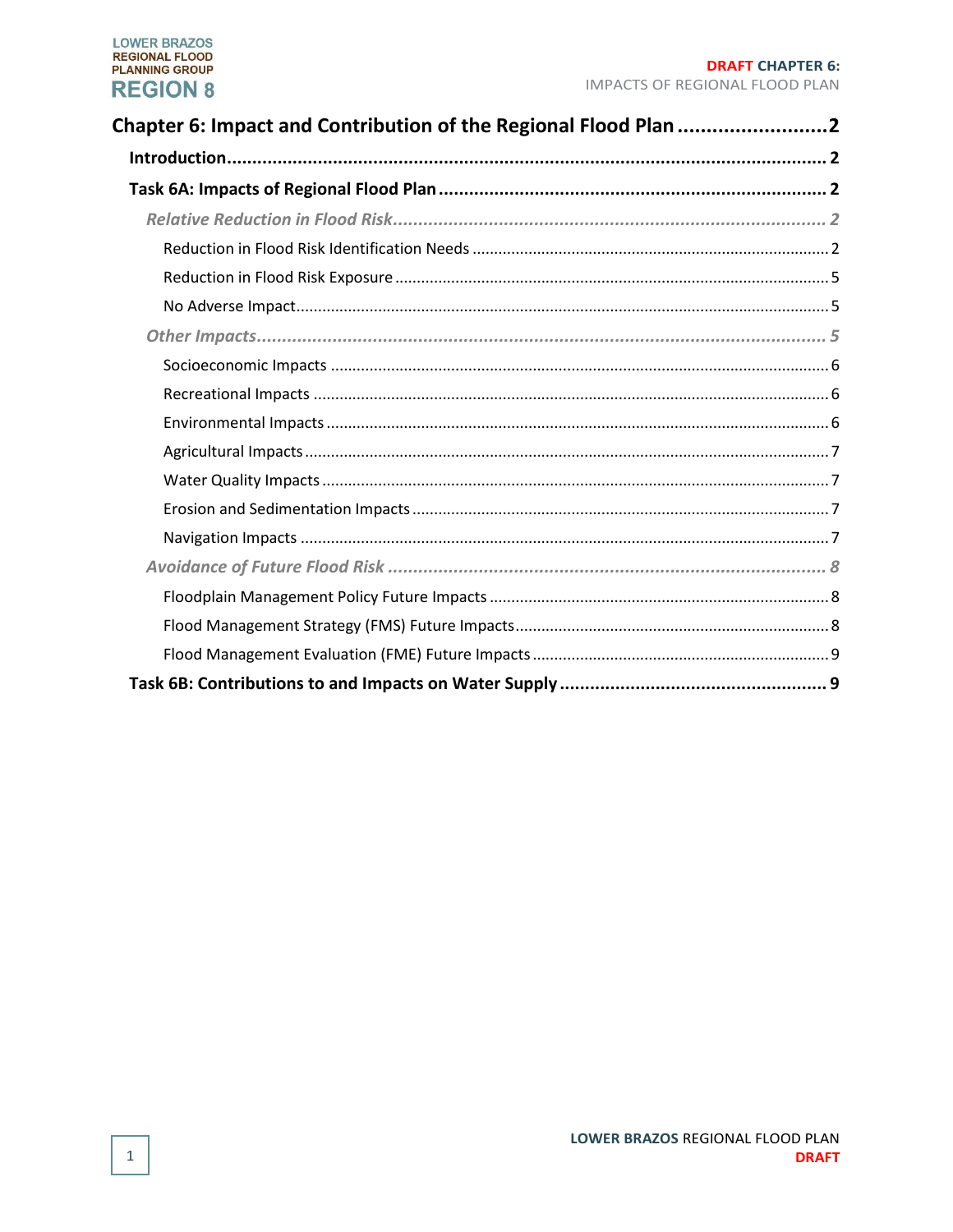Chapter 6: Impact and Contribution of the Regional Flood Plan .......................... 2

Introduction .......................................................................................................... 2

Task 6A: Impacts of Regional Flood Plan ............................................................. 2

*Relative Reduction in Flood Risk* ......................................................................... 2

Reduction in Flood Risk Identification Needs ........................................................ 2

Reduction in Flood Risk Exposure ......................................................................... 5

No Adverse Impact ............................................................................................... 5

*Other Impacts* ..................................................................................................... 5

Socioeconomic Impacts ........................................................................................ 6

Recreational Impacts ............................................................................................ 6

Environmental Impacts ......................................................................................... 6

Agricultural Impacts ............................................................................................. 7

Water Quality Impacts .......................................................................................... 7

Erosion and Sedimentation Impacts ..................................................................... 7

Navigation Impacts ............................................................................................... 7

*Avoidance of Future Flood Risk* ......................................................................... 8

Floodplain Management Policy Future Impacts .................................................... 8

Flood Management Strategy (FMS) Future Impacts .............................................. 8

Flood Management Evaluation (FME) Future Impacts ........................................... 9

Task 6B: Contributions to and Impacts on Water Supply ...................................... 9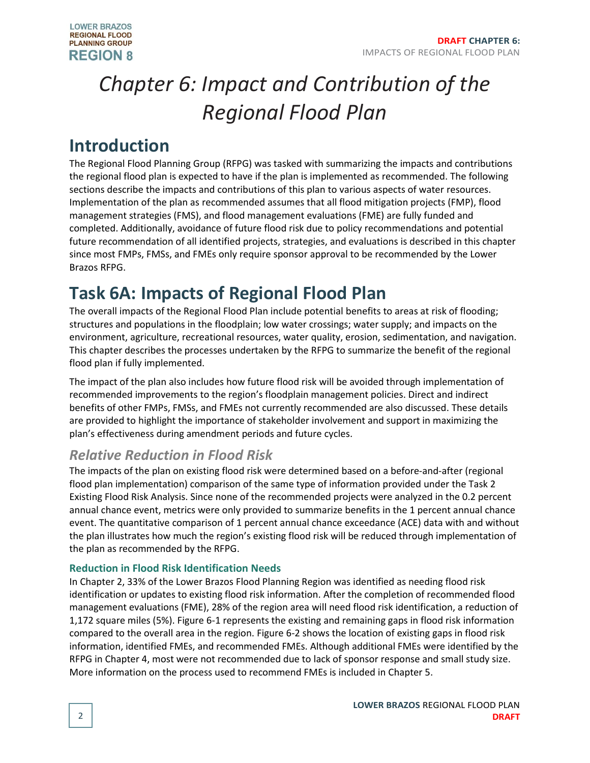# Chapter 6: Impact and Contribution of the Regional Flood Plan

## Introduction

The Regional Flood Planning Group (RFPG) was tasked with summarizing the impacts and contributions the regional flood plan is expected to have if the plan is implemented as recommended. The following sections describe the impacts and contributions of this plan to various aspects of water resources. Implementation of the plan as recommended assumes that all flood mitigation projects (FMP), flood management strategies (FMS), and flood management evaluations (FME) are fully funded and completed. Additionally, avoidance of future flood risk due to policy recommendations and potential future recommendation of all identified projects, strategies, and evaluations is described in this chapter since most FMPs, FMSs, and FMEs only require sponsor approval to be recommended by the Lower Brazos RFPG.

## Task 6A: Impacts of Regional Flood Plan

The overall impacts of the Regional Flood Plan include potential benefits to areas at risk of flooding; structures and populations in the floodplain; low water crossings; water supply; and impacts on the environment, agriculture, recreational resources, water quality, erosion, sedimentation, and navigation. This chapter describes the processes undertaken by the RFPG to summarize the benefit of the regional flood plan if fully implemented.

The impact of the plan also includes how future flood risk will be avoided through implementation of recommended improvements to the region's floodplain management policies. Direct and indirect benefits of other FMPs, FMSs, and FMEs not currently recommended are also discussed. These details are provided to highlight the importance of stakeholder involvement and support in maximizing the plan's effectiveness during amendment periods and future cycles.

### *Relative Reduction in Flood Risk*

The impacts of the plan on existing flood risk were determined based on a before-and-after (regional flood plan implementation) comparison of the same type of information provided under the Task 2 Existing Flood Risk Analysis. Since none of the recommended projects were analyzed in the 0.2 percent annual chance event, metrics were only provided to summarize benefits in the 1 percent annual chance event. The quantitative comparison of 1 percent annual chance exceedance (ACE) data with and without the plan illustrates how much the region's existing flood risk will be reduced through implementation of the plan as recommended by the RFPG.

#### Reduction in Flood Risk Identification Needs

In Chapter 2, 33% of the Lower Brazos Flood Planning Region was identified as needing flood risk identification or updates to existing flood risk information. After the completion of recommended flood management evaluations (FME), 28% of the region area will need flood risk identification, a reduction of 1,172 square miles (5%). Figure 6-1 represents the existing and remaining gaps in flood risk information compared to the overall area in the region. Figure 6-2 shows the location of existing gaps in flood risk information, identified FMEs, and recommended FMEs. Although additional FMEs were identified by the RFPG in Chapter 4, most were not recommended due to lack of sponsor response and small study size. More information on the process used to recommend FMEs is included in Chapter 5.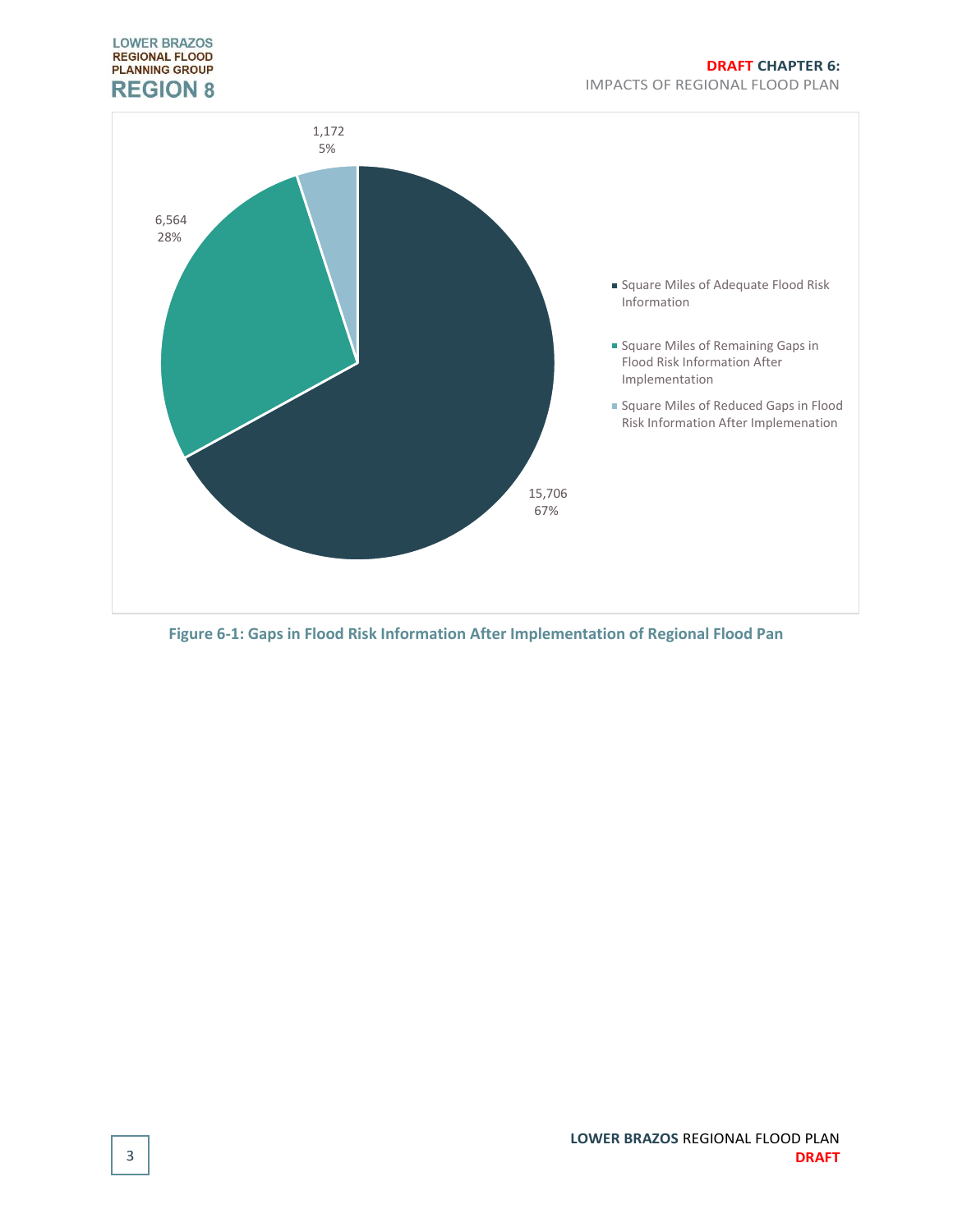| Category | Square Miles | Percent |
|---|---|---|
| Square Miles of Adequate Flood Risk Information | 15,706 | 67% |
| Square Miles of Remaining Gaps in Flood Risk Information After Implementation | 6,564 | 28% |
| Square Miles of Reduced Gaps in Flood Risk Information After Implemenation | 1,172 | 5% |

**Figure 6-1: Gaps in Flood Risk Information After Implementation of Regional Flood Pan**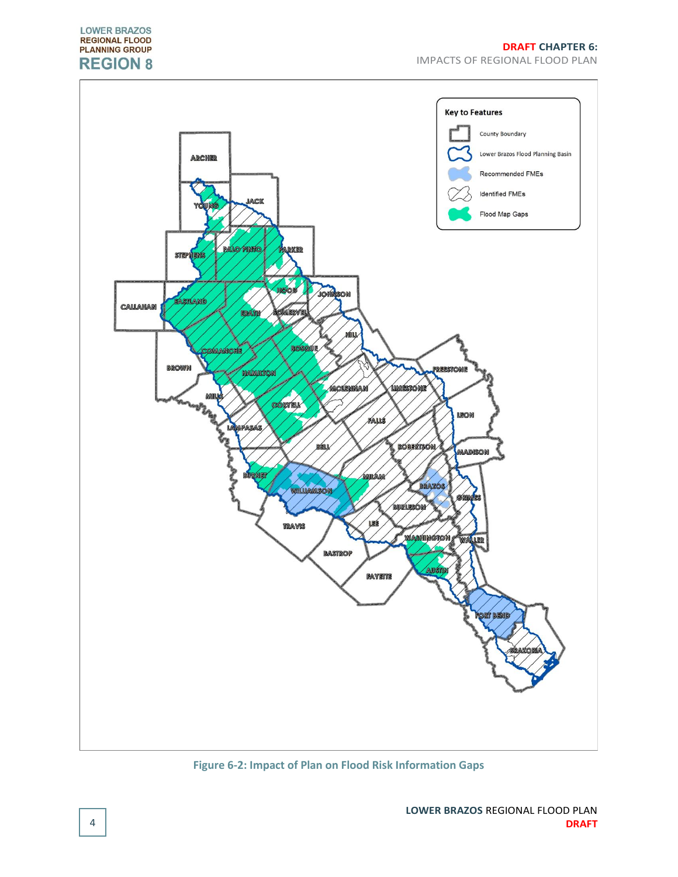Key to Features

- County Boundary
- Lower Brazos Flood Planning Basin
- Recommended FMEs
- Identified FMEs
- Flood Map Gaps

ARCHER, YOUNG, JACK, STEPHENS, PALO PINTO, PARKER, CALLAHAN, EASTLAND, HOOD, JOHNSON, ERATH, SOMERVELL, HILL, COMANCHE, BOSQUE, BROWN, HAMILTON, FREESTONE, MCLENNAN, LIMESTONE, MILLS, CORYELL, LEON, FALLS, LAMPASAS, BELL, ROBERTSON, MADISON, MILAM, BURNET, BRAZOS, WILLIAMSON, GRIMES, BURLESON, TRAVIS, LEE, WASHINGTON, WALLER, BASTROP, AUSTIN, FAYETTE, FORT BEND, BRAZORIA

Figure 6-2: Impact of Plan on Flood Risk Information Gaps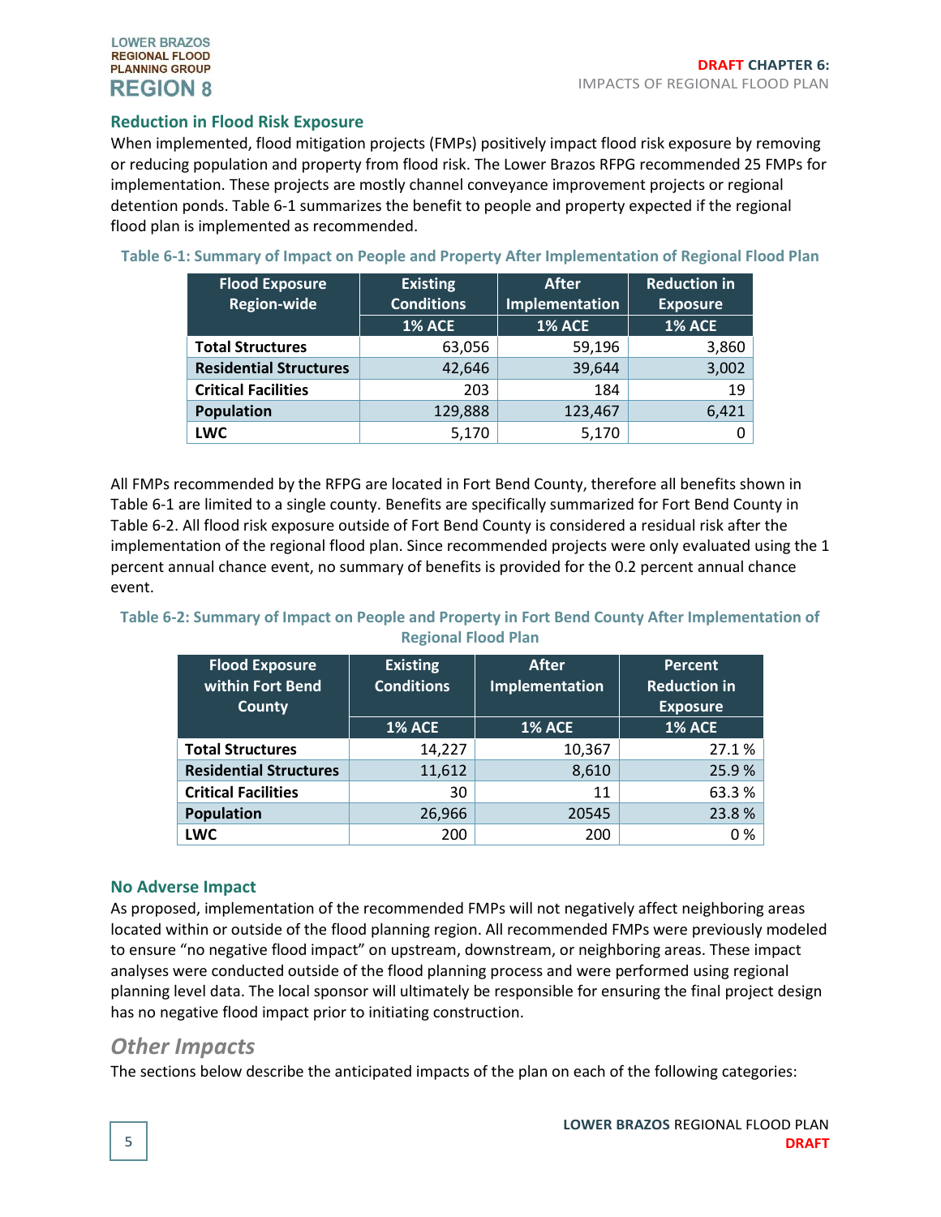## Reduction in Flood Risk Exposure

When implemented, flood mitigation projects (FMPs) positively impact flood risk exposure by removing or reducing population and property from flood risk. The Lower Brazos RFPG recommended 25 FMPs for implementation. These projects are mostly channel conveyance improvement projects or regional detention ponds. Table 6-1 summarizes the benefit to people and property expected if the regional flood plan is implemented as recommended.

**Table 6-1: Summary of Impact on People and Property After Implementation of Regional Flood Plan**

| Flood Exposure Region-wide | Existing Conditions | After Implementation | Reduction in Exposure |
|---|---|---|---|
| | 1% ACE | 1% ACE | 1% ACE |
| **Total Structures** | 63,056 | 59,196 | 3,860 |
| **Residential Structures** | 42,646 | 39,644 | 3,002 |
| **Critical Facilities** | 203 | 184 | 19 |
| **Population** | 129,888 | 123,467 | 6,421 |
| **LWC** | 5,170 | 5,170 | 0 |

All FMPs recommended by the RFPG are located in Fort Bend County, therefore all benefits shown in Table 6-1 are limited to a single county. Benefits are specifically summarized for Fort Bend County in Table 6-2. All flood risk exposure outside of Fort Bend County is considered a residual risk after the implementation of the regional flood plan. Since recommended projects were only evaluated using the 1 percent annual chance event, no summary of benefits is provided for the 0.2 percent annual chance event.

**Table 6-2: Summary of Impact on People and Property in Fort Bend County After Implementation of Regional Flood Plan**

| Flood Exposure within Fort Bend County | Existing Conditions | After Implementation | Percent Reduction in Exposure |
|---|---|---|---|
| | 1% ACE | 1% ACE | 1% ACE |
| **Total Structures** | 14,227 | 10,367 | 27.1 % |
| **Residential Structures** | 11,612 | 8,610 | 25.9 % |
| **Critical Facilities** | 30 | 11 | 63.3 % |
| **Population** | 26,966 | 20545 | 23.8 % |
| **LWC** | 200 | 200 | 0 % |

## No Adverse Impact

As proposed, implementation of the recommended FMPs will not negatively affect neighboring areas located within or outside of the flood planning region. All recommended FMPs were previously modeled to ensure "no negative flood impact" on upstream, downstream, or neighboring areas. These impact analyses were conducted outside of the flood planning process and were performed using regional planning level data. The local sponsor will ultimately be responsible for ensuring the final project design has no negative flood impact prior to initiating construction.

# *Other Impacts*

The sections below describe the anticipated impacts of the plan on each of the following categories: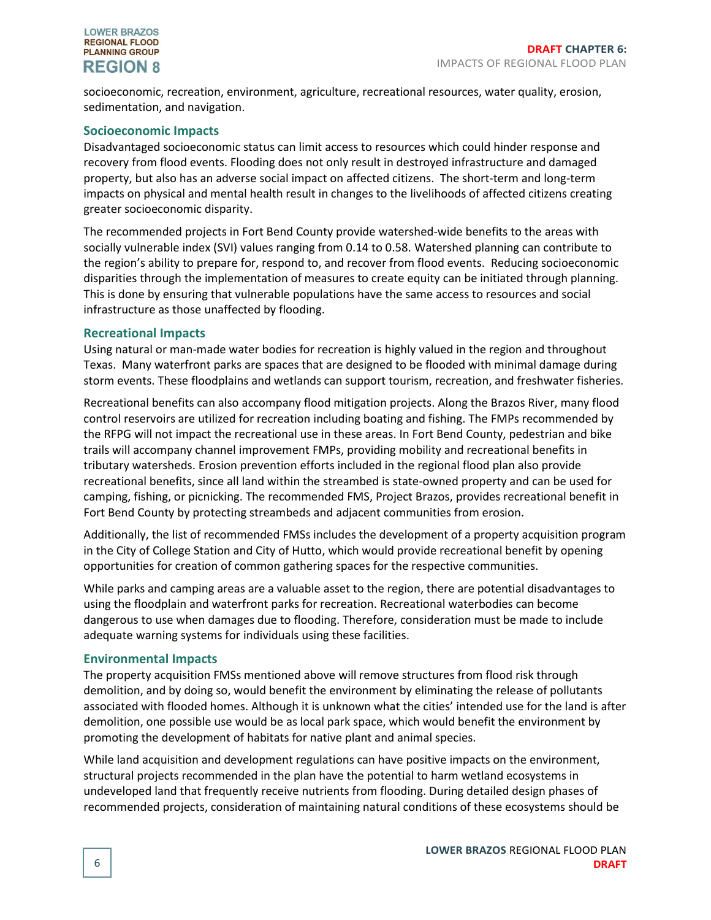socioeconomic, recreation, environment, agriculture, recreational resources, water quality, erosion, sedimentation, and navigation.

### Socioeconomic Impacts

Disadvantaged socioeconomic status can limit access to resources which could hinder response and recovery from flood events. Flooding does not only result in destroyed infrastructure and damaged property, but also has an adverse social impact on affected citizens. The short-term and long-term impacts on physical and mental health result in changes to the livelihoods of affected citizens creating greater socioeconomic disparity.

The recommended projects in Fort Bend County provide watershed-wide benefits to the areas with socially vulnerable index (SVI) values ranging from 0.14 to 0.58. Watershed planning can contribute to the region's ability to prepare for, respond to, and recover from flood events. Reducing socioeconomic disparities through the implementation of measures to create equity can be initiated through planning. This is done by ensuring that vulnerable populations have the same access to resources and social infrastructure as those unaffected by flooding.

### Recreational Impacts

Using natural or man-made water bodies for recreation is highly valued in the region and throughout Texas. Many waterfront parks are spaces that are designed to be flooded with minimal damage during storm events. These floodplains and wetlands can support tourism, recreation, and freshwater fisheries.

Recreational benefits can also accompany flood mitigation projects. Along the Brazos River, many flood control reservoirs are utilized for recreation including boating and fishing. The FMPs recommended by the RFPG will not impact the recreational use in these areas. In Fort Bend County, pedestrian and bike trails will accompany channel improvement FMPs, providing mobility and recreational benefits in tributary watersheds. Erosion prevention efforts included in the regional flood plan also provide recreational benefits, since all land within the streambed is state-owned property and can be used for camping, fishing, or picnicking. The recommended FMS, Project Brazos, provides recreational benefit in Fort Bend County by protecting streambeds and adjacent communities from erosion.

Additionally, the list of recommended FMSs includes the development of a property acquisition program in the City of College Station and City of Hutto, which would provide recreational benefit by opening opportunities for creation of common gathering spaces for the respective communities.

While parks and camping areas are a valuable asset to the region, there are potential disadvantages to using the floodplain and waterfront parks for recreation. Recreational waterbodies can become dangerous to use when damages due to flooding. Therefore, consideration must be made to include adequate warning systems for individuals using these facilities.

### Environmental Impacts

The property acquisition FMSs mentioned above will remove structures from flood risk through demolition, and by doing so, would benefit the environment by eliminating the release of pollutants associated with flooded homes. Although it is unknown what the cities' intended use for the land is after demolition, one possible use would be as local park space, which would benefit the environment by promoting the development of habitats for native plant and animal species.

While land acquisition and development regulations can have positive impacts on the environment, structural projects recommended in the plan have the potential to harm wetland ecosystems in undeveloped land that frequently receive nutrients from flooding. During detailed design phases of recommended projects, consideration of maintaining natural conditions of these ecosystems should be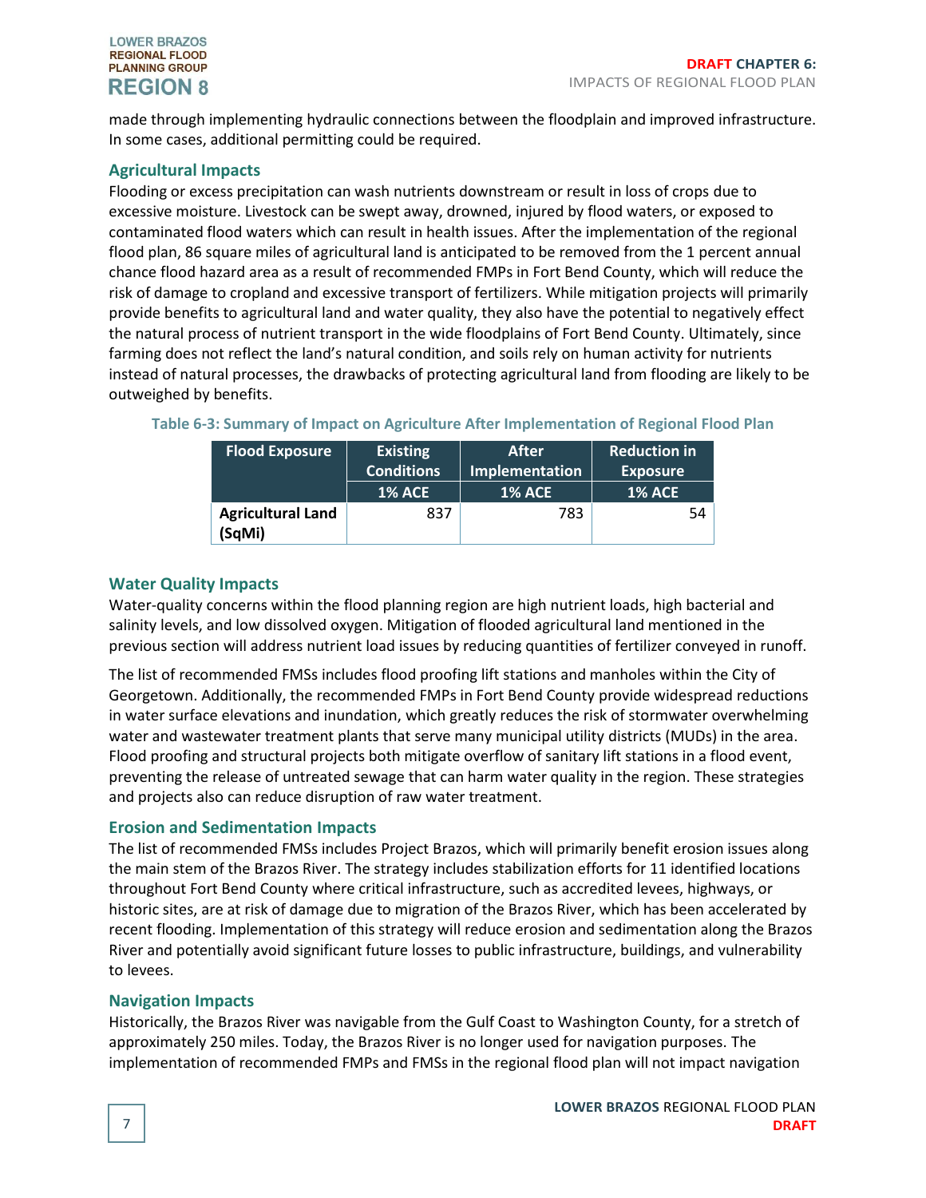made through implementing hydraulic connections between the floodplain and improved infrastructure. In some cases, additional permitting could be required.

### Agricultural Impacts

Flooding or excess precipitation can wash nutrients downstream or result in loss of crops due to excessive moisture. Livestock can be swept away, drowned, injured by flood waters, or exposed to contaminated flood waters which can result in health issues. After the implementation of the regional flood plan, 86 square miles of agricultural land is anticipated to be removed from the 1 percent annual chance flood hazard area as a result of recommended FMPs in Fort Bend County, which will reduce the risk of damage to cropland and excessive transport of fertilizers. While mitigation projects will primarily provide benefits to agricultural land and water quality, they also have the potential to negatively effect the natural process of nutrient transport in the wide floodplains of Fort Bend County. Ultimately, since farming does not reflect the land's natural condition, and soils rely on human activity for nutrients instead of natural processes, the drawbacks of protecting agricultural land from flooding are likely to be outweighed by benefits.

**Table 6-3: Summary of Impact on Agriculture After Implementation of Regional Flood Plan**

| Flood Exposure | Existing Conditions | After Implementation | Reduction in Exposure |
|---|---|---|---|
| | 1% ACE | 1% ACE | 1% ACE |
| **Agricultural Land (SqMi)** | 837 | 783 | 54 |

### Water Quality Impacts

Water-quality concerns within the flood planning region are high nutrient loads, high bacterial and salinity levels, and low dissolved oxygen. Mitigation of flooded agricultural land mentioned in the previous section will address nutrient load issues by reducing quantities of fertilizer conveyed in runoff.

The list of recommended FMSs includes flood proofing lift stations and manholes within the City of Georgetown. Additionally, the recommended FMPs in Fort Bend County provide widespread reductions in water surface elevations and inundation, which greatly reduces the risk of stormwater overwhelming water and wastewater treatment plants that serve many municipal utility districts (MUDs) in the area. Flood proofing and structural projects both mitigate overflow of sanitary lift stations in a flood event, preventing the release of untreated sewage that can harm water quality in the region. These strategies and projects also can reduce disruption of raw water treatment.

### Erosion and Sedimentation Impacts

The list of recommended FMSs includes Project Brazos, which will primarily benefit erosion issues along the main stem of the Brazos River. The strategy includes stabilization efforts for 11 identified locations throughout Fort Bend County where critical infrastructure, such as accredited levees, highways, or historic sites, are at risk of damage due to migration of the Brazos River, which has been accelerated by recent flooding. Implementation of this strategy will reduce erosion and sedimentation along the Brazos River and potentially avoid significant future losses to public infrastructure, buildings, and vulnerability to levees.

### Navigation Impacts

Historically, the Brazos River was navigable from the Gulf Coast to Washington County, for a stretch of approximately 250 miles. Today, the Brazos River is no longer used for navigation purposes. The implementation of recommended FMPs and FMSs in the regional flood plan will not impact navigation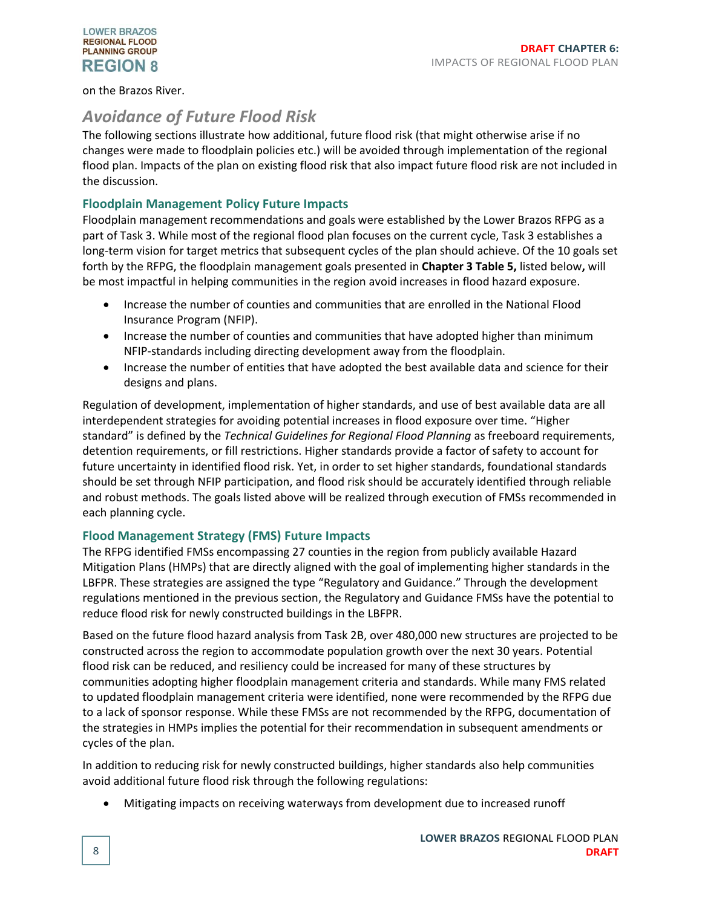on the Brazos River.

## *Avoidance of Future Flood Risk*

The following sections illustrate how additional, future flood risk (that might otherwise arise if no changes were made to floodplain policies etc.) will be avoided through implementation of the regional flood plan. Impacts of the plan on existing flood risk that also impact future flood risk are not included in the discussion.

### Floodplain Management Policy Future Impacts

Floodplain management recommendations and goals were established by the Lower Brazos RFPG as a part of Task 3. While most of the regional flood plan focuses on the current cycle, Task 3 establishes a long-term vision for target metrics that subsequent cycles of the plan should achieve. Of the 10 goals set forth by the RFPG, the floodplain management goals presented in **Chapter 3 Table 5,** listed below**,** will be most impactful in helping communities in the region avoid increases in flood hazard exposure.

- Increase the number of counties and communities that are enrolled in the National Flood Insurance Program (NFIP).
- Increase the number of counties and communities that have adopted higher than minimum NFIP-standards including directing development away from the floodplain.
- Increase the number of entities that have adopted the best available data and science for their designs and plans.

Regulation of development, implementation of higher standards, and use of best available data are all interdependent strategies for avoiding potential increases in flood exposure over time. "Higher standard" is defined by the *Technical Guidelines for Regional Flood Planning* as freeboard requirements, detention requirements, or fill restrictions. Higher standards provide a factor of safety to account for future uncertainty in identified flood risk. Yet, in order to set higher standards, foundational standards should be set through NFIP participation, and flood risk should be accurately identified through reliable and robust methods. The goals listed above will be realized through execution of FMSs recommended in each planning cycle.

### Flood Management Strategy (FMS) Future Impacts

The RFPG identified FMSs encompassing 27 counties in the region from publicly available Hazard Mitigation Plans (HMPs) that are directly aligned with the goal of implementing higher standards in the LBFPR. These strategies are assigned the type "Regulatory and Guidance." Through the development regulations mentioned in the previous section, the Regulatory and Guidance FMSs have the potential to reduce flood risk for newly constructed buildings in the LBFPR.

Based on the future flood hazard analysis from Task 2B, over 480,000 new structures are projected to be constructed across the region to accommodate population growth over the next 30 years. Potential flood risk can be reduced, and resiliency could be increased for many of these structures by communities adopting higher floodplain management criteria and standards. While many FMS related to updated floodplain management criteria were identified, none were recommended by the RFPG due to a lack of sponsor response. While these FMSs are not recommended by the RFPG, documentation of the strategies in HMPs implies the potential for their recommendation in subsequent amendments or cycles of the plan.

In addition to reducing risk for newly constructed buildings, higher standards also help communities avoid additional future flood risk through the following regulations:

- Mitigating impacts on receiving waterways from development due to increased runoff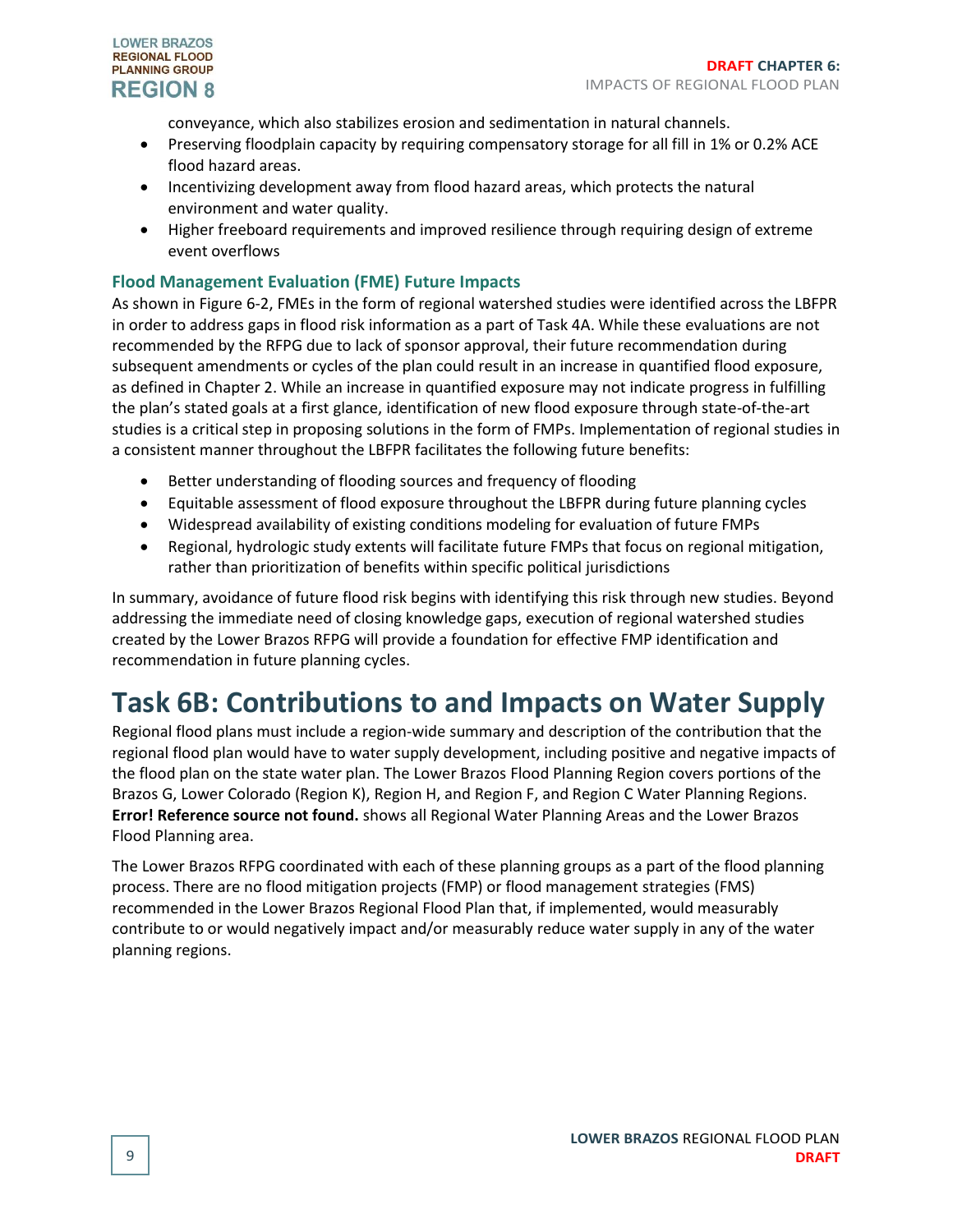conveyance, which also stabilizes erosion and sedimentation in natural channels.

- Preserving floodplain capacity by requiring compensatory storage for all fill in 1% or 0.2% ACE flood hazard areas.
- Incentivizing development away from flood hazard areas, which protects the natural environment and water quality.
- Higher freeboard requirements and improved resilience through requiring design of extreme event overflows

### Flood Management Evaluation (FME) Future Impacts

As shown in Figure 6-2, FMEs in the form of regional watershed studies were identified across the LBFPR in order to address gaps in flood risk information as a part of Task 4A. While these evaluations are not recommended by the RFPG due to lack of sponsor approval, their future recommendation during subsequent amendments or cycles of the plan could result in an increase in quantified flood exposure, as defined in Chapter 2. While an increase in quantified exposure may not indicate progress in fulfilling the plan's stated goals at a first glance, identification of new flood exposure through state-of-the-art studies is a critical step in proposing solutions in the form of FMPs. Implementation of regional studies in a consistent manner throughout the LBFPR facilitates the following future benefits:

- Better understanding of flooding sources and frequency of flooding
- Equitable assessment of flood exposure throughout the LBFPR during future planning cycles
- Widespread availability of existing conditions modeling for evaluation of future FMPs
- Regional, hydrologic study extents will facilitate future FMPs that focus on regional mitigation, rather than prioritization of benefits within specific political jurisdictions

In summary, avoidance of future flood risk begins with identifying this risk through new studies. Beyond addressing the immediate need of closing knowledge gaps, execution of regional watershed studies created by the Lower Brazos RFPG will provide a foundation for effective FMP identification and recommendation in future planning cycles.

# Task 6B: Contributions to and Impacts on Water Supply

Regional flood plans must include a region-wide summary and description of the contribution that the regional flood plan would have to water supply development, including positive and negative impacts of the flood plan on the state water plan. The Lower Brazos Flood Planning Region covers portions of the Brazos G, Lower Colorado (Region K), Region H, and Region F, and Region C Water Planning Regions. **Error! Reference source not found.** shows all Regional Water Planning Areas and the Lower Brazos Flood Planning area.

The Lower Brazos RFPG coordinated with each of these planning groups as a part of the flood planning process. There are no flood mitigation projects (FMP) or flood management strategies (FMS) recommended in the Lower Brazos Regional Flood Plan that, if implemented, would measurably contribute to or would negatively impact and/or measurably reduce water supply in any of the water planning regions.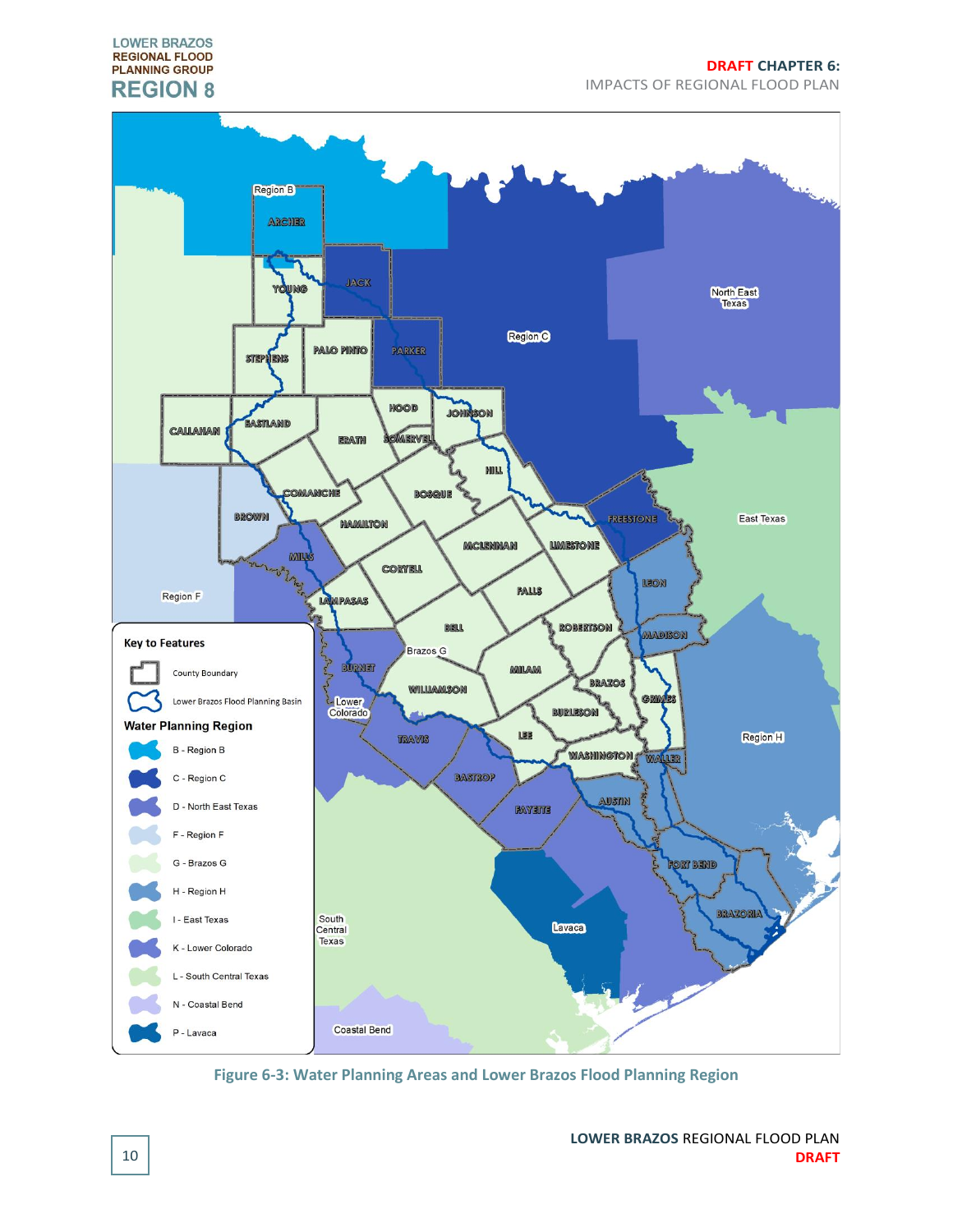Region B

ARCHER

YOUNG

JACK

STEPHENS

PALO PINTO

PARKER

Region C

North East Texas

CALLAHAN

EASTLAND

ERATH

HOOD

SOMERVELL

JOHNSON

HILL

BOSQUE

COMANCHE

BROWN

HAMILTON

FREESTONE

East Texas

MCLENNAN

LIMESTONE

MILLS

CORYELL

LEON

Region F

LAMPASAS

FALLS

BELL

ROBERTSON

MADISON

Brazos G

BURNET

MILAM

BRAZOS

WILLIAMSON

GRIMES

Lower Colorado

BURLESON

Region H

TRAVIS

LEE

WASHINGTON

WALLER

BASTROP

AUSTIN

FAYETTE

FORT BEND

BRAZORIA

Lavaca

South Central Texas

Coastal Bend

Key to Features

County Boundary

Lower Brazos Flood Planning Basin

Water Planning Region

B - Region B

C - Region C

D - North East Texas

F - Region F

G - Brazos G

H - Region H

I - East Texas

K - Lower Colorado

L - South Central Texas

N - Coastal Bend

P - Lavaca

**Figure 6-3: Water Planning Areas and Lower Brazos Flood Planning Region**